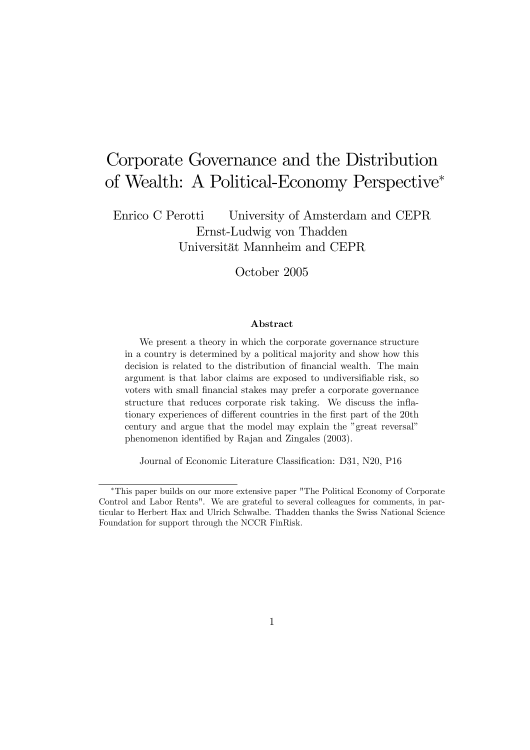# Corporate Governance and the Distribution of Wealth: A Political-Economy Perspective*

Enrico C Perotti  University of Amsterdam and CEPR

Ernst-Ludwig von Thadden

Universität Mannheim and CEPR

October 2005

### Abstract

We present a theory in which the corporate governance structure in a country is determined by a political majority and show how this decision is related to the distribution of financial wealth. The main argument is that labor claims are exposed to undiversifiable risk, so voters with small financial stakes may prefer a corporate governance structure that reduces corporate risk taking. We discuss the inflationary experiences of different countries in the first part of the 20th century and argue that the model may explain the "great reversal" phenomenon identified by Rajan and Zingales (2003).

Journal of Economic Literature Classification: D31, N20, P16

---

*This paper builds on our more extensive paper "The Political Economy of Corporate Control and Labor Rents". We are grateful to several colleagues for comments, in particular to Herbert Hax and Ulrich Schwalbe. Thadden thanks the Swiss National Science Foundation for support through the NCCR FinRisk.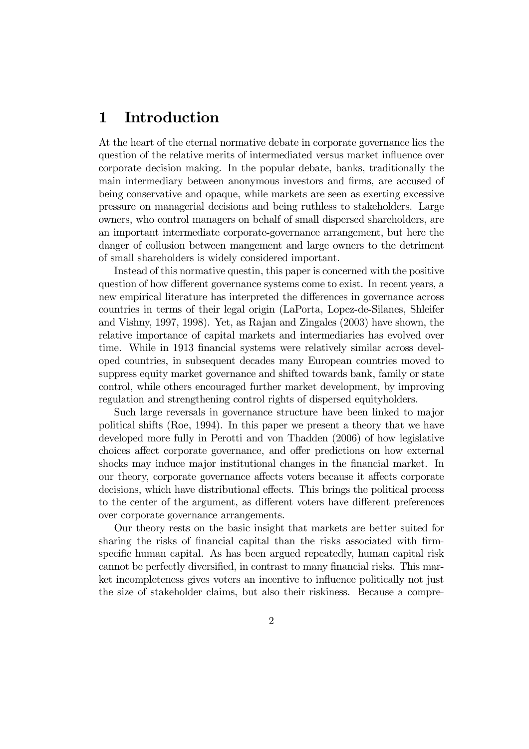# 1 Introduction

At the heart of the eternal normative debate in corporate governance lies the question of the relative merits of intermediated versus market influence over corporate decision making. In the popular debate, banks, traditionally the main intermediary between anonymous investors and firms, are accused of being conservative and opaque, while markets are seen as exerting excessive pressure on managerial decisions and being ruthless to stakeholders. Large owners, who control managers on behalf of small dispersed shareholders, are an important intermediate corporate-governance arrangement, but here the danger of collusion between mangement and large owners to the detriment of small shareholders is widely considered important.

Instead of this normative questin, this paper is concerned with the positive question of how different governance systems come to exist. In recent years, a new empirical literature has interpreted the differences in governance across countries in terms of their legal origin (LaPorta, Lopez-de-Silanes, Shleifer and Vishny, 1997, 1998). Yet, as Rajan and Zingales (2003) have shown, the relative importance of capital markets and intermediaries has evolved over time. While in 1913 financial systems were relatively similar across developed countries, in subsequent decades many European countries moved to suppress equity market governance and shifted towards bank, family or state control, while others encouraged further market development, by improving regulation and strengthening control rights of dispersed equityholders.

Such large reversals in governance structure have been linked to major political shifts (Roe, 1994). In this paper we present a theory that we have developed more fully in Perotti and von Thadden (2006) of how legislative choices affect corporate governance, and offer predictions on how external shocks may induce major institutional changes in the financial market. In our theory, corporate governance affects voters because it affects corporate decisions, which have distributional effects. This brings the political process to the center of the argument, as different voters have different preferences over corporate governance arrangements.

Our theory rests on the basic insight that markets are better suited for sharing the risks of financial capital than the risks associated with firm-specific human capital. As has been argued repeatedly, human capital risk cannot be perfectly diversified, in contrast to many financial risks. This market incompleteness gives voters an incentive to influence politically not just the size of stakeholder claims, but also their riskiness. Because a compre-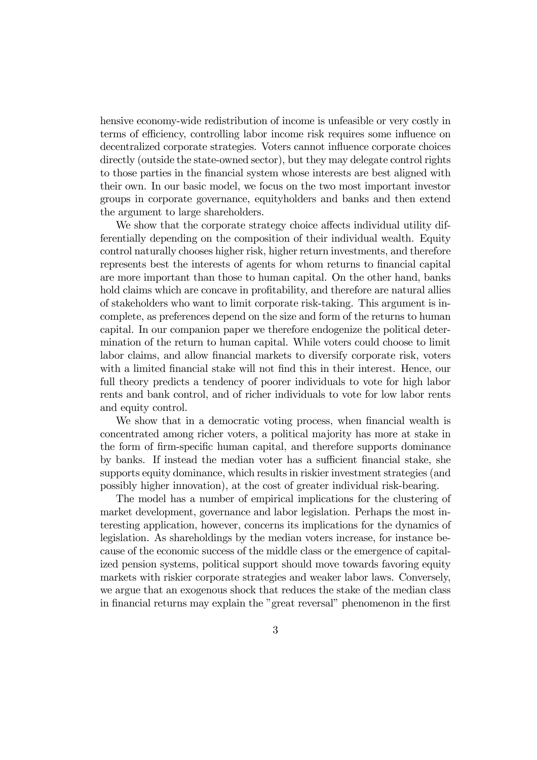hensive economy-wide redistribution of income is unfeasible or very costly in terms of efficiency, controlling labor income risk requires some influence on decentralized corporate strategies. Voters cannot influence corporate choices directly (outside the state-owned sector), but they may delegate control rights to those parties in the financial system whose interests are best aligned with their own. In our basic model, we focus on the two most important investor groups in corporate governance, equityholders and banks and then extend the argument to large shareholders.

We show that the corporate strategy choice affects individual utility differentially depending on the composition of their individual wealth. Equity control naturally chooses higher risk, higher return investments, and therefore represents best the interests of agents for whom returns to financial capital are more important than those to human capital. On the other hand, banks hold claims which are concave in profitability, and therefore are natural allies of stakeholders who want to limit corporate risk-taking. This argument is incomplete, as preferences depend on the size and form of the returns to human capital. In our companion paper we therefore endogenize the political determination of the return to human capital. While voters could choose to limit labor claims, and allow financial markets to diversify corporate risk, voters with a limited financial stake will not find this in their interest. Hence, our full theory predicts a tendency of poorer individuals to vote for high labor rents and bank control, and of richer individuals to vote for low labor rents and equity control.

We show that in a democratic voting process, when financial wealth is concentrated among richer voters, a political majority has more at stake in the form of firm-specific human capital, and therefore supports dominance by banks. If instead the median voter has a sufficient financial stake, she supports equity dominance, which results in riskier investment strategies (and possibly higher innovation), at the cost of greater individual risk-bearing.

The model has a number of empirical implications for the clustering of market development, governance and labor legislation. Perhaps the most interesting application, however, concerns its implications for the dynamics of legislation. As shareholdings by the median voters increase, for instance because of the economic success of the middle class or the emergence of capitalized pension systems, political support should move towards favoring equity markets with riskier corporate strategies and weaker labor laws. Conversely, we argue that an exogenous shock that reduces the stake of the median class in financial returns may explain the "great reversal" phenomenon in the first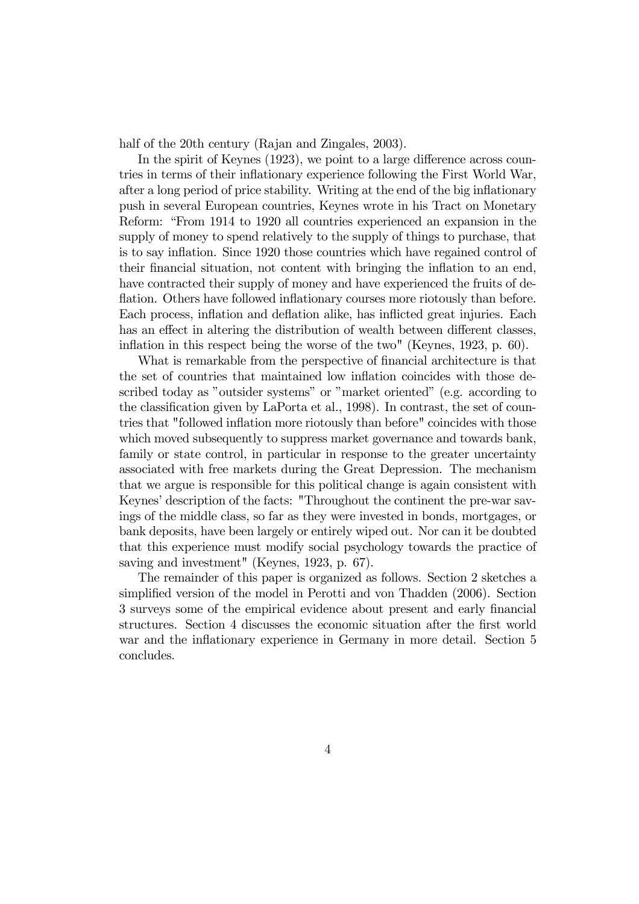half of the 20th century (Rajan and Zingales, 2003).

In the spirit of Keynes (1923), we point to a large difference across countries in terms of their inflationary experience following the First World War, after a long period of price stability. Writing at the end of the big inflationary push in several European countries, Keynes wrote in his Tract on Monetary Reform: "From 1914 to 1920 all countries experienced an expansion in the supply of money to spend relatively to the supply of things to purchase, that is to say inflation. Since 1920 those countries which have regained control of their financial situation, not content with bringing the inflation to an end, have contracted their supply of money and have experienced the fruits of deflation. Others have followed inflationary courses more riotously than before. Each process, inflation and deflation alike, has inflicted great injuries. Each has an effect in altering the distribution of wealth between different classes, inflation in this respect being the worse of the two" (Keynes, 1923, p. 60).

What is remarkable from the perspective of financial architecture is that the set of countries that maintained low inflation coincides with those described today as "outsider systems" or "market oriented" (e.g. according to the classification given by LaPorta et al., 1998). In contrast, the set of countries that "followed inflation more riotously than before" coincides with those which moved subsequently to suppress market governance and towards bank, family or state control, in particular in response to the greater uncertainty associated with free markets during the Great Depression. The mechanism that we argue is responsible for this political change is again consistent with Keynes' description of the facts: "Throughout the continent the pre-war savings of the middle class, so far as they were invested in bonds, mortgages, or bank deposits, have been largely or entirely wiped out. Nor can it be doubted that this experience must modify social psychology towards the practice of saving and investment" (Keynes, 1923, p. 67).

The remainder of this paper is organized as follows. Section 2 sketches a simplified version of the model in Perotti and von Thadden (2006). Section 3 surveys some of the empirical evidence about present and early financial structures. Section 4 discusses the economic situation after the first world war and the inflationary experience in Germany in more detail. Section 5 concludes.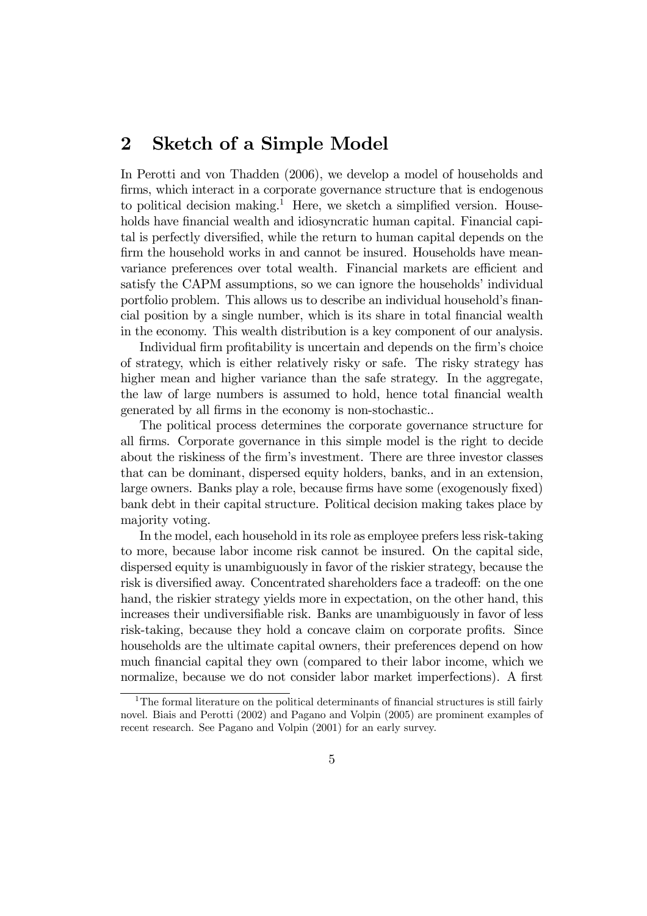## 2 Sketch of a Simple Model

In Perotti and von Thadden (2006), we develop a model of households and firms, which interact in a corporate governance structure that is endogenous to political decision making.[1] Here, we sketch a simplified version. Households have financial wealth and idiosyncratic human capital. Financial capital is perfectly diversified, while the return to human capital depends on the firm the household works in and cannot be insured. Households have mean-variance preferences over total wealth. Financial markets are efficient and satisfy the CAPM assumptions, so we can ignore the households' individual portfolio problem. This allows us to describe an individual household's financial position by a single number, which is its share in total financial wealth in the economy. This wealth distribution is a key component of our analysis.

Individual firm profitability is uncertain and depends on the firm's choice of strategy, which is either relatively risky or safe. The risky strategy has higher mean and higher variance than the safe strategy. In the aggregate, the law of large numbers is assumed to hold, hence total financial wealth generated by all firms in the economy is non-stochastic..

The political process determines the corporate governance structure for all firms. Corporate governance in this simple model is the right to decide about the riskiness of the firm's investment. There are three investor classes that can be dominant, dispersed equity holders, banks, and in an extension, large owners. Banks play a role, because firms have some (exogenously fixed) bank debt in their capital structure. Political decision making takes place by majority voting.

In the model, each household in its role as employee prefers less risk-taking to more, because labor income risk cannot be insured. On the capital side, dispersed equity is unambiguously in favor of the riskier strategy, because the risk is diversified away. Concentrated shareholders face a tradeoff: on the one hand, the riskier strategy yields more in expectation, on the other hand, this increases their undiversifiable risk. Banks are unambiguously in favor of less risk-taking, because they hold a concave claim on corporate profits. Since households are the ultimate capital owners, their preferences depend on how much financial capital they own (compared to their labor income, which we normalize, because we do not consider labor market imperfections). A first

[1] The formal literature on the political determinants of financial structures is still fairly novel. Biais and Perotti (2002) and Pagano and Volpin (2005) are prominent examples of recent research. See Pagano and Volpin (2001) for an early survey.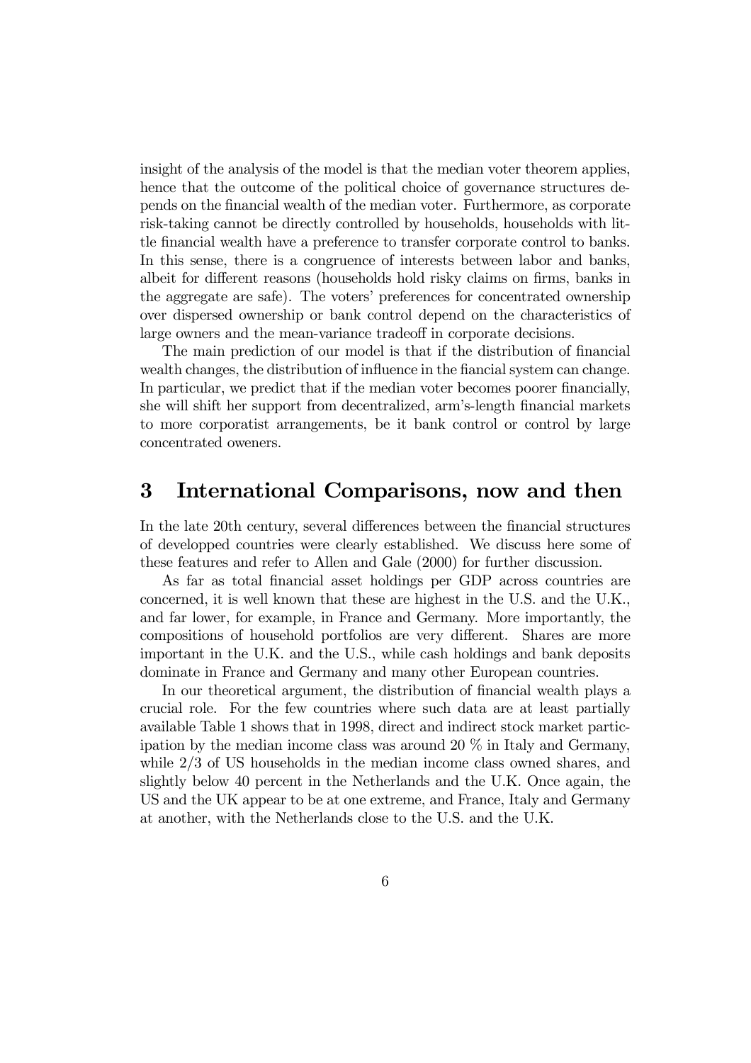insight of the analysis of the model is that the median voter theorem applies, hence that the outcome of the political choice of governance structures depends on the financial wealth of the median voter. Furthermore, as corporate risk-taking cannot be directly controlled by households, households with little financial wealth have a preference to transfer corporate control to banks. In this sense, there is a congruence of interests between labor and banks, albeit for different reasons (households hold risky claims on firms, banks in the aggregate are safe). The voters' preferences for concentrated ownership over dispersed ownership or bank control depend on the characteristics of large owners and the mean-variance tradeoff in corporate decisions.

The main prediction of our model is that if the distribution of financial wealth changes, the distribution of influence in the fiancial system can change. In particular, we predict that if the median voter becomes poorer financially, she will shift her support from decentralized, arm's-length financial markets to more corporatist arrangements, be it bank control or control by large concentrated oweners.

# 3 International Comparisons, now and then

In the late 20th century, several differences between the financial structures of developped countries were clearly established. We discuss here some of these features and refer to Allen and Gale (2000) for further discussion.

As far as total financial asset holdings per GDP across countries are concerned, it is well known that these are highest in the U.S. and the U.K., and far lower, for example, in France and Germany. More importantly, the compositions of household portfolios are very different. Shares are more important in the U.K. and the U.S., while cash holdings and bank deposits dominate in France and Germany and many other European countries.

In our theoretical argument, the distribution of financial wealth plays a crucial role. For the few countries where such data are at least partially available Table 1 shows that in 1998, direct and indirect stock market participation by the median income class was around 20 % in Italy and Germany, while 2/3 of US households in the median income class owned shares, and slightly below 40 percent in the Netherlands and the U.K. Once again, the US and the UK appear to be at one extreme, and France, Italy and Germany at another, with the Netherlands close to the U.S. and the U.K.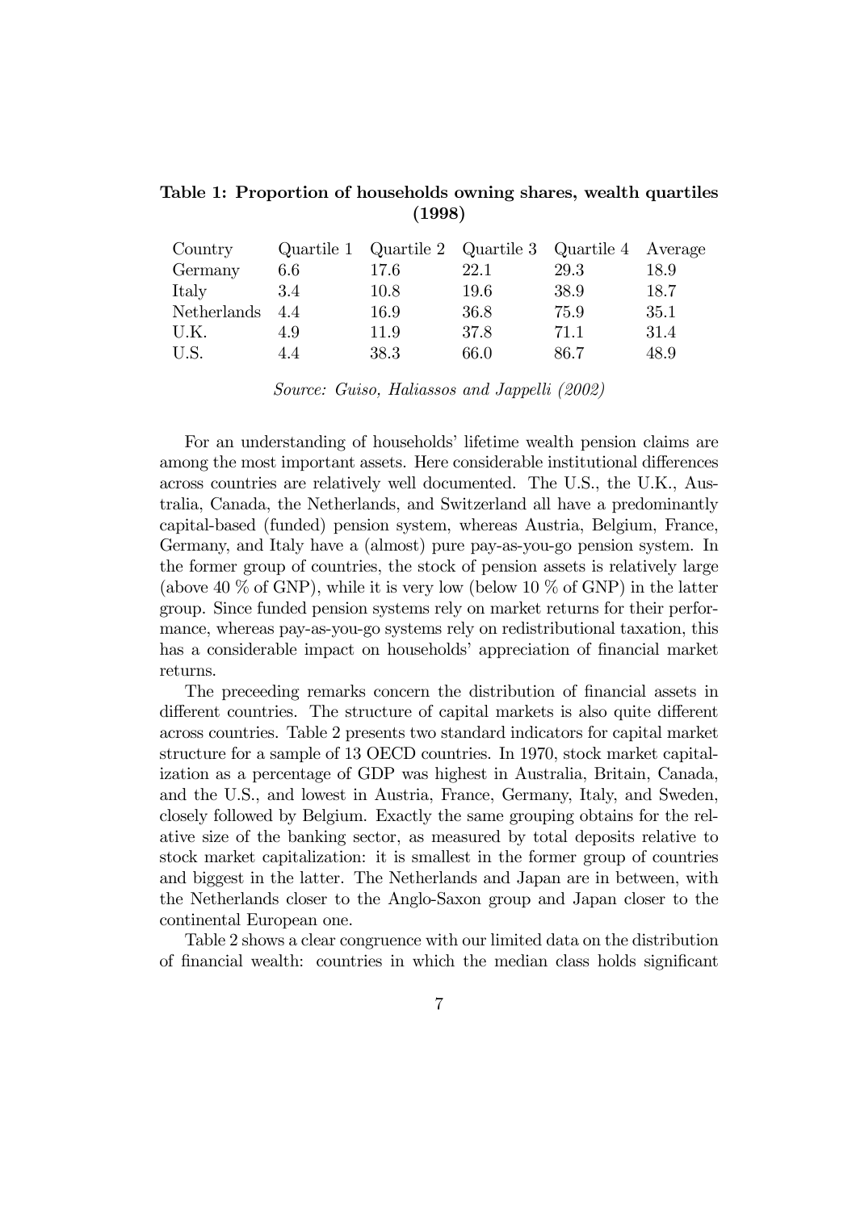**Table 1: Proportion of households owning shares, wealth quartiles (1998)**

| Country | Quartile 1 | Quartile 2 | Quartile 3 | Quartile 4 | Average |
|---|---|---|---|---|---|
| Germany | 6.6 | 17.6 | 22.1 | 29.3 | 18.9 |
| Italy | 3.4 | 10.8 | 19.6 | 38.9 | 18.7 |
| Netherlands | 4.4 | 16.9 | 36.8 | 75.9 | 35.1 |
| U.K. | 4.9 | 11.9 | 37.8 | 71.1 | 31.4 |
| U.S. | 4.4 | 38.3 | 66.0 | 86.7 | 48.9 |

*Source: Guiso, Haliassos and Jappelli (2002)*

For an understanding of households' lifetime wealth pension claims are among the most important assets. Here considerable institutional differences across countries are relatively well documented. The U.S., the U.K., Australia, Canada, the Netherlands, and Switzerland all have a predominantly capital-based (funded) pension system, whereas Austria, Belgium, France, Germany, and Italy have a (almost) pure pay-as-you-go pension system. In the former group of countries, the stock of pension assets is relatively large (above 40 % of GNP), while it is very low (below 10 % of GNP) in the latter group. Since funded pension systems rely on market returns for their performance, whereas pay-as-you-go systems rely on redistributional taxation, this has a considerable impact on households' appreciation of financial market returns.

The preceeding remarks concern the distribution of financial assets in different countries. The structure of capital markets is also quite different across countries. Table 2 presents two standard indicators for capital market structure for a sample of 13 OECD countries. In 1970, stock market capitalization as a percentage of GDP was highest in Australia, Britain, Canada, and the U.S., and lowest in Austria, France, Germany, Italy, and Sweden, closely followed by Belgium. Exactly the same grouping obtains for the relative size of the banking sector, as measured by total deposits relative to stock market capitalization: it is smallest in the former group of countries and biggest in the latter. The Netherlands and Japan are in between, with the Netherlands closer to the Anglo-Saxon group and Japan closer to the continental European one.

Table 2 shows a clear congruence with our limited data on the distribution of financial wealth: countries in which the median class holds significant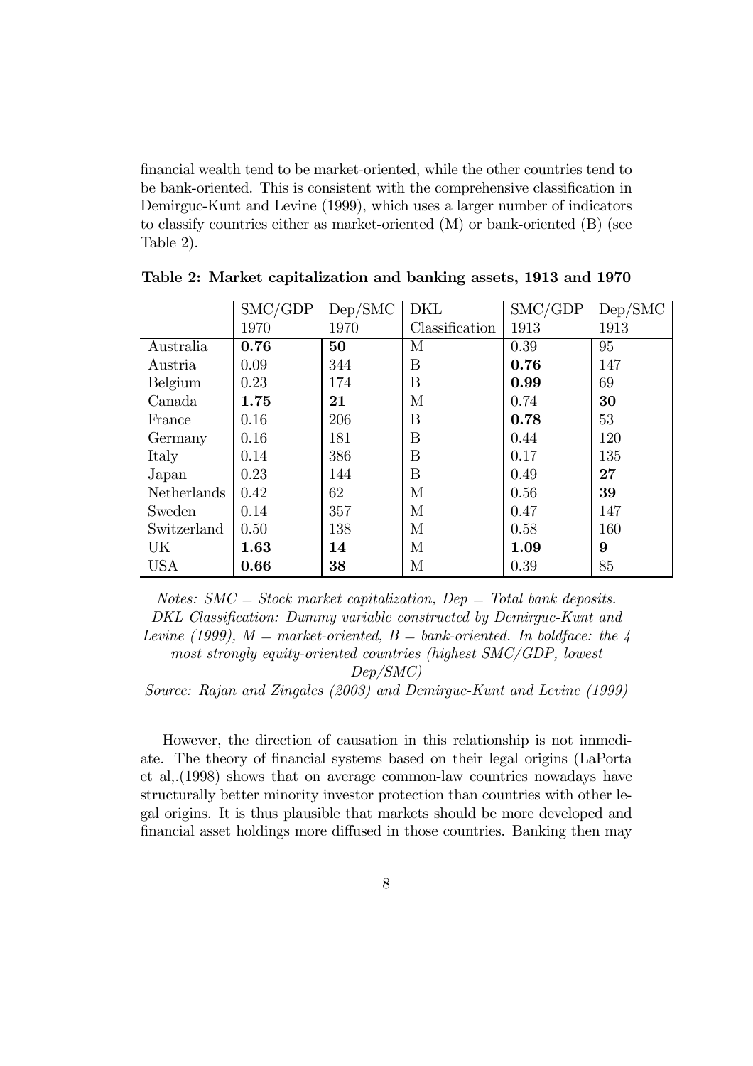financial wealth tend to be market-oriented, while the other countries tend to be bank-oriented. This is consistent with the comprehensive classification in Demirguc-Kunt and Levine (1999), which uses a larger number of indicators to classify countries either as market-oriented (M) or bank-oriented (B) (see Table 2).

**Table 2: Market capitalization and banking assets, 1913 and 1970**

| | SMC/GDP 1970 | Dep/SMC 1970 | DKL Classification | SMC/GDP 1913 | Dep/SMC 1913 |
|---|---|---|---|---|---|
| Australia | **0.76** | **50** | M | 0.39 | 95 |
| Austria | 0.09 | 344 | B | **0.76** | 147 |
| Belgium | 0.23 | 174 | B | **0.99** | 69 |
| Canada | **1.75** | **21** | M | 0.74 | **30** |
| France | 0.16 | 206 | B | **0.78** | 53 |
| Germany | 0.16 | 181 | B | 0.44 | 120 |
| Italy | 0.14 | 386 | B | 0.17 | 135 |
| Japan | 0.23 | 144 | B | 0.49 | **27** |
| Netherlands | 0.42 | 62 | M | 0.56 | **39** |
| Sweden | 0.14 | 357 | M | 0.47 | 147 |
| Switzerland | 0.50 | 138 | M | 0.58 | 160 |
| UK | **1.63** | **14** | M | **1.09** | **9** |
| USA | **0.66** | **38** | M | 0.39 | 85 |

*Notes: SMC = Stock market capitalization, Dep = Total bank deposits. DKL Classification: Dummy variable constructed by Demirguc-Kunt and Levine (1999), M = market-oriented, B = bank-oriented. In boldface: the 4 most strongly equity-oriented countries (highest SMC/GDP, lowest Dep/SMC)*

*Source: Rajan and Zingales (2003) and Demirguc-Kunt and Levine (1999)*

However, the direction of causation in this relationship is not immediate. The theory of financial systems based on their legal origins (LaPorta et al,.(1998) shows that on average common-law countries nowadays have structurally better minority investor protection than countries with other legal origins. It is thus plausible that markets should be more developed and financial asset holdings more diffused in those countries. Banking then may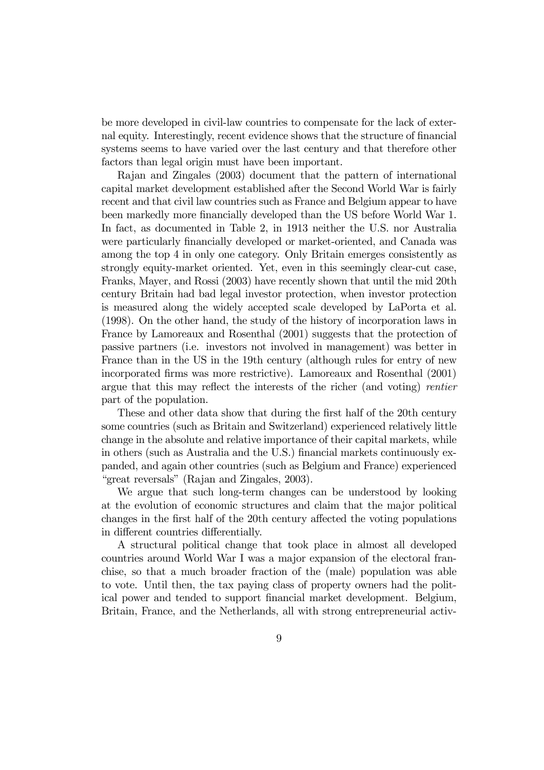be more developed in civil-law countries to compensate for the lack of external equity. Interestingly, recent evidence shows that the structure of financial systems seems to have varied over the last century and that therefore other factors than legal origin must have been important.

Rajan and Zingales (2003) document that the pattern of international capital market development established after the Second World War is fairly recent and that civil law countries such as France and Belgium appear to have been markedly more financially developed than the US before World War 1. In fact, as documented in Table 2, in 1913 neither the U.S. nor Australia were particularly financially developed or market-oriented, and Canada was among the top 4 in only one category. Only Britain emerges consistently as strongly equity-market oriented. Yet, even in this seemingly clear-cut case, Franks, Mayer, and Rossi (2003) have recently shown that until the mid 20th century Britain had bad legal investor protection, when investor protection is measured along the widely accepted scale developed by LaPorta et al. (1998). On the other hand, the study of the history of incorporation laws in France by Lamoreaux and Rosenthal (2001) suggests that the protection of passive partners (i.e. investors not involved in management) was better in France than in the US in the 19th century (although rules for entry of new incorporated firms was more restrictive). Lamoreaux and Rosenthal (2001) argue that this may reflect the interests of the richer (and voting) *rentier* part of the population.

These and other data show that during the first half of the 20th century some countries (such as Britain and Switzerland) experienced relatively little change in the absolute and relative importance of their capital markets, while in others (such as Australia and the U.S.) financial markets continuously expanded, and again other countries (such as Belgium and France) experienced "great reversals" (Rajan and Zingales, 2003).

We argue that such long-term changes can be understood by looking at the evolution of economic structures and claim that the major political changes in the first half of the 20th century affected the voting populations in different countries differentially.

A structural political change that took place in almost all developed countries around World War I was a major expansion of the electoral franchise, so that a much broader fraction of the (male) population was able to vote. Until then, the tax paying class of property owners had the political power and tended to support financial market development. Belgium, Britain, France, and the Netherlands, all with strong entrepreneurial activ-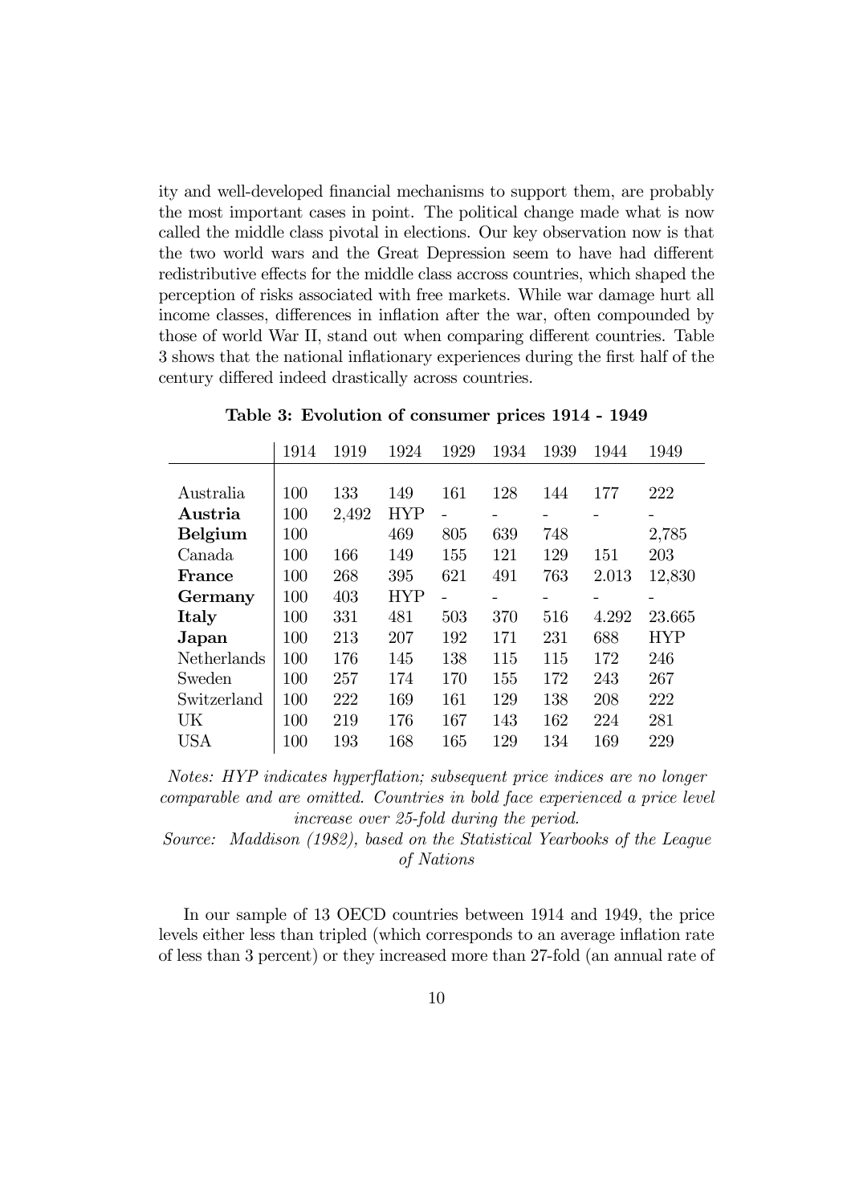ity and well-developed financial mechanisms to support them, are probably the most important cases in point. The political change made what is now called the middle class pivotal in elections. Our key observation now is that the two world wars and the Great Depression seem to have had different redistributive effects for the middle class accross countries, which shaped the perception of risks associated with free markets. While war damage hurt all income classes, differences in inflation after the war, often compounded by those of world War II, stand out when comparing different countries. Table 3 shows that the national inflationary experiences during the first half of the century differed indeed drastically across countries.

**Table 3: Evolution of consumer prices 1914 - 1949**

| | 1914 | 1919 | 1924 | 1929 | 1934 | 1939 | 1944 | 1949 |
|---|---|---|---|---|---|---|---|---|
| Australia | 100 | 133 | 149 | 161 | 128 | 144 | 177 | 222 |
| **Austria** | 100 | 2,492 | HYP | - | - | - | - | - |
| **Belgium** | 100 | | 469 | 805 | 639 | 748 | | 2,785 |
| Canada | 100 | 166 | 149 | 155 | 121 | 129 | 151 | 203 |
| **France** | 100 | 268 | 395 | 621 | 491 | 763 | 2.013 | 12,830 |
| **Germany** | 100 | 403 | HYP | - | - | - | - | - |
| **Italy** | 100 | 331 | 481 | 503 | 370 | 516 | 4.292 | 23.665 |
| **Japan** | 100 | 213 | 207 | 192 | 171 | 231 | 688 | HYP |
| Netherlands | 100 | 176 | 145 | 138 | 115 | 115 | 172 | 246 |
| Sweden | 100 | 257 | 174 | 170 | 155 | 172 | 243 | 267 |
| Switzerland | 100 | 222 | 169 | 161 | 129 | 138 | 208 | 222 |
| UK | 100 | 219 | 176 | 167 | 143 | 162 | 224 | 281 |
| USA | 100 | 193 | 168 | 165 | 129 | 134 | 169 | 229 |

*Notes: HYP indicates hyperflation; subsequent price indices are no longer comparable and are omitted. Countries in bold face experienced a price level increase over 25-fold during the period.*

*Source: Maddison (1982), based on the Statistical Yearbooks of the League of Nations*

In our sample of 13 OECD countries between 1914 and 1949, the price levels either less than tripled (which corresponds to an average inflation rate of less than 3 percent) or they increased more than 27-fold (an annual rate of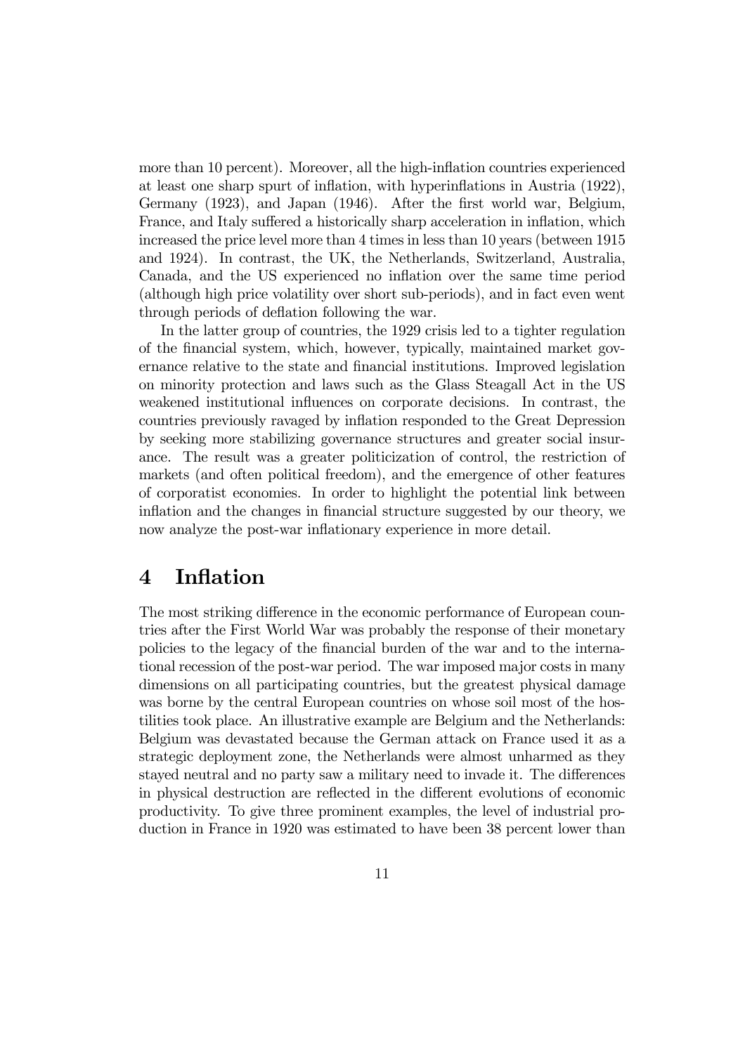more than 10 percent). Moreover, all the high-inflation countries experienced at least one sharp spurt of inflation, with hyperinflations in Austria (1922), Germany (1923), and Japan (1946). After the first world war, Belgium, France, and Italy suffered a historically sharp acceleration in inflation, which increased the price level more than 4 times in less than 10 years (between 1915 and 1924). In contrast, the UK, the Netherlands, Switzerland, Australia, Canada, and the US experienced no inflation over the same time period (although high price volatility over short sub-periods), and in fact even went through periods of deflation following the war.

In the latter group of countries, the 1929 crisis led to a tighter regulation of the financial system, which, however, typically, maintained market governance relative to the state and financial institutions. Improved legislation on minority protection and laws such as the Glass Steagall Act in the US weakened institutional influences on corporate decisions. In contrast, the countries previously ravaged by inflation responded to the Great Depression by seeking more stabilizing governance structures and greater social insurance. The result was a greater politicization of control, the restriction of markets (and often political freedom), and the emergence of other features of corporatist economies. In order to highlight the potential link between inflation and the changes in financial structure suggested by our theory, we now analyze the post-war inflationary experience in more detail.

# 4 Inflation

The most striking difference in the economic performance of European countries after the First World War was probably the response of their monetary policies to the legacy of the financial burden of the war and to the international recession of the post-war period. The war imposed major costs in many dimensions on all participating countries, but the greatest physical damage was borne by the central European countries on whose soil most of the hostilities took place. An illustrative example are Belgium and the Netherlands: Belgium was devastated because the German attack on France used it as a strategic deployment zone, the Netherlands were almost unharmed as they stayed neutral and no party saw a military need to invade it. The differences in physical destruction are reflected in the different evolutions of economic productivity. To give three prominent examples, the level of industrial production in France in 1920 was estimated to have been 38 percent lower than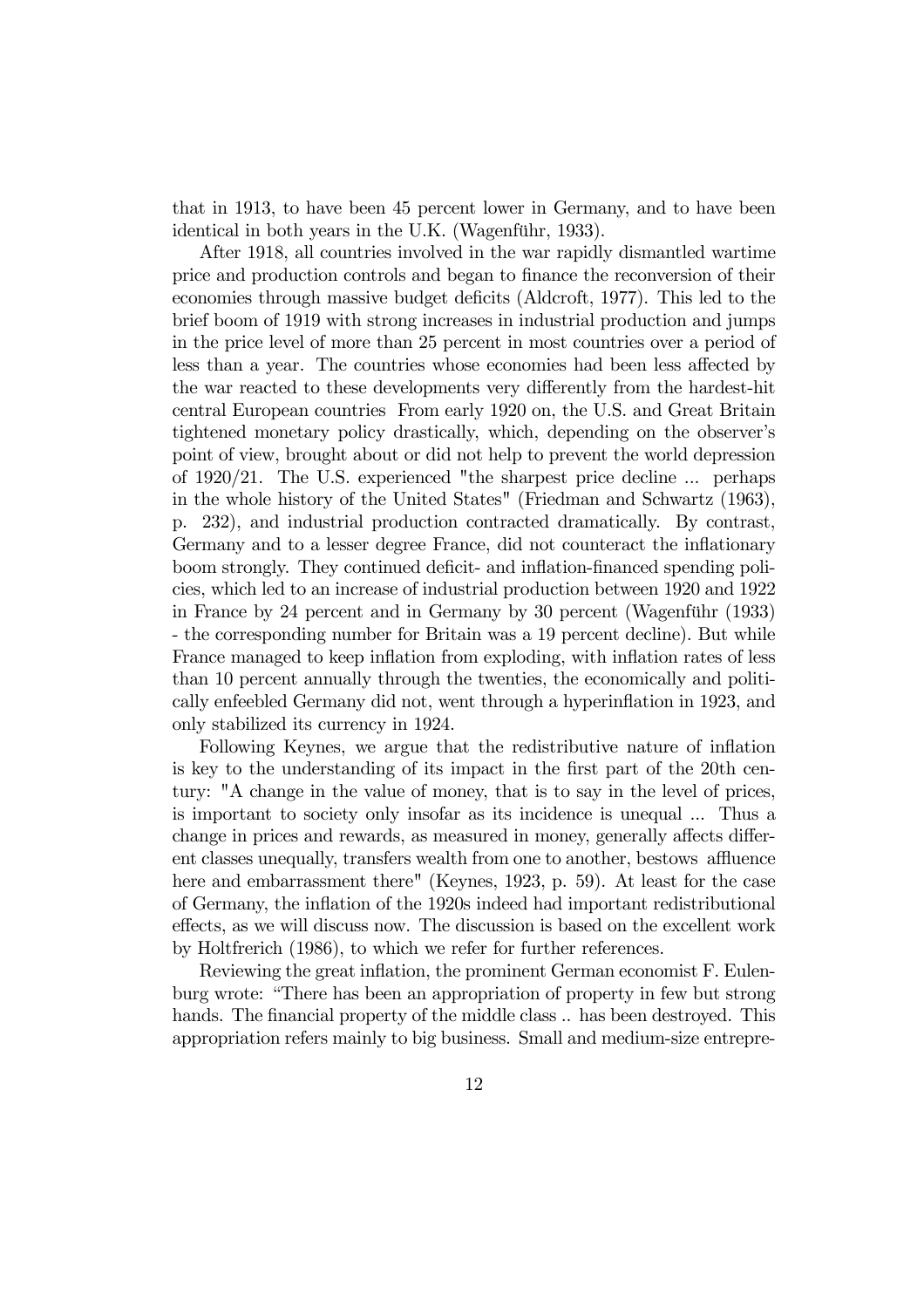that in 1913, to have been 45 percent lower in Germany, and to have been identical in both years in the U.K. (Wagenführ, 1933).

After 1918, all countries involved in the war rapidly dismantled wartime price and production controls and began to finance the reconversion of their economies through massive budget deficits (Aldcroft, 1977). This led to the brief boom of 1919 with strong increases in industrial production and jumps in the price level of more than 25 percent in most countries over a period of less than a year. The countries whose economies had been less affected by the war reacted to these developments very differently from the hardest-hit central European countries From early 1920 on, the U.S. and Great Britain tightened monetary policy drastically, which, depending on the observer's point of view, brought about or did not help to prevent the world depression of 1920/21. The U.S. experienced "the sharpest price decline ... perhaps in the whole history of the United States" (Friedman and Schwartz (1963), p. 232), and industrial production contracted dramatically. By contrast, Germany and to a lesser degree France, did not counteract the inflationary boom strongly. They continued deficit- and inflation-financed spending policies, which led to an increase of industrial production between 1920 and 1922 in France by 24 percent and in Germany by 30 percent (Wagenführ (1933) - the corresponding number for Britain was a 19 percent decline). But while France managed to keep inflation from exploding, with inflation rates of less than 10 percent annually through the twenties, the economically and politically enfeebled Germany did not, went through a hyperinflation in 1923, and only stabilized its currency in 1924.

Following Keynes, we argue that the redistributive nature of inflation is key to the understanding of its impact in the first part of the 20th century: "A change in the value of money, that is to say in the level of prices, is important to society only insofar as its incidence is unequal ... Thus a change in prices and rewards, as measured in money, generally affects different classes unequally, transfers wealth from one to another, bestows affluence here and embarrassment there" (Keynes, 1923, p. 59). At least for the case of Germany, the inflation of the 1920s indeed had important redistributional effects, as we will discuss now. The discussion is based on the excellent work by Holtfrerich (1986), to which we refer for further references.

Reviewing the great inflation, the prominent German economist F. Eulenburg wrote: "There has been an appropriation of property in few but strong hands. The financial property of the middle class .. has been destroyed. This appropriation refers mainly to big business. Small and medium-size entrepre-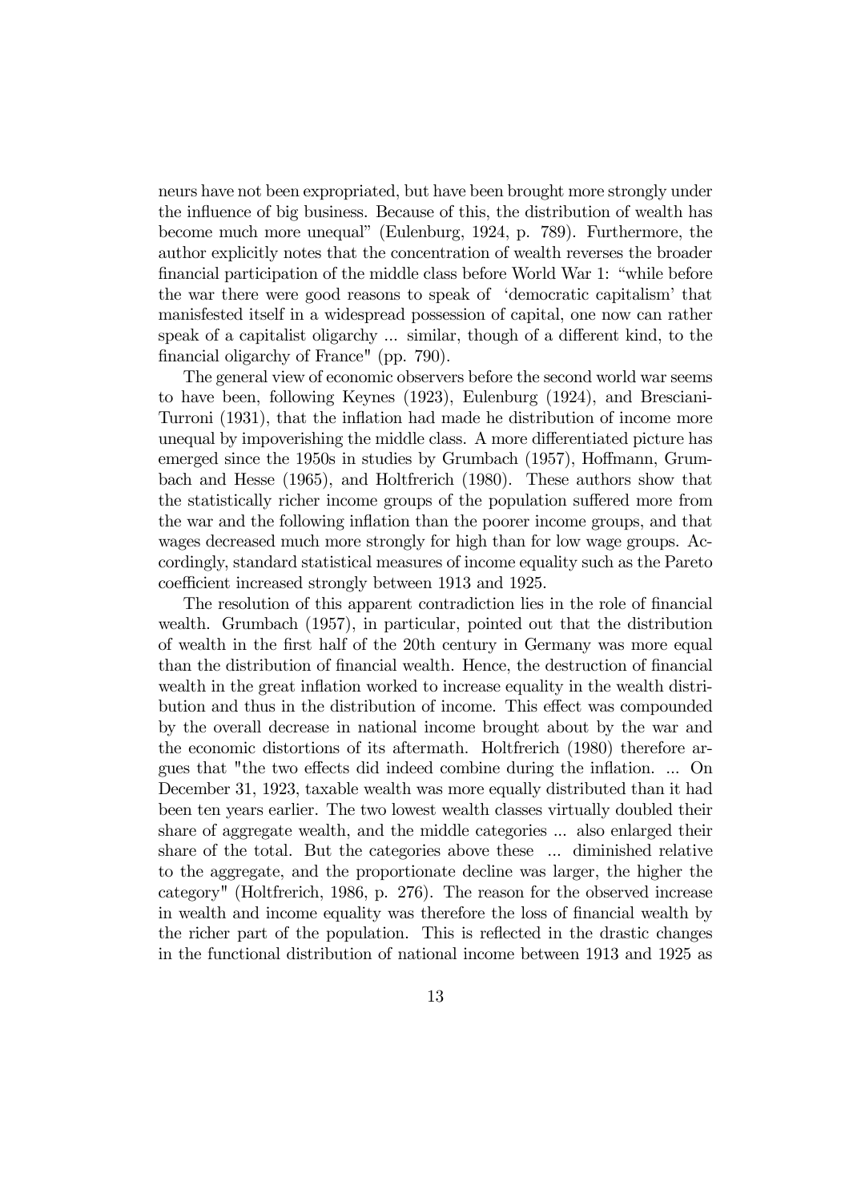neurs have not been expropriated, but have been brought more strongly under the influence of big business. Because of this, the distribution of wealth has become much more unequal" (Eulenburg, 1924, p. 789). Furthermore, the author explicitly notes that the concentration of wealth reverses the broader financial participation of the middle class before World War 1: "while before the war there were good reasons to speak of 'democratic capitalism' that manisfested itself in a widespread possession of capital, one now can rather speak of a capitalist oligarchy ... similar, though of a different kind, to the financial oligarchy of France" (pp. 790).

The general view of economic observers before the second world war seems to have been, following Keynes (1923), Eulenburg (1924), and Bresciani-Turroni (1931), that the inflation had made he distribution of income more unequal by impoverishing the middle class. A more differentiated picture has emerged since the 1950s in studies by Grumbach (1957), Hoffmann, Grumbach and Hesse (1965), and Holtfrerich (1980). These authors show that the statistically richer income groups of the population suffered more from the war and the following inflation than the poorer income groups, and that wages decreased much more strongly for high than for low wage groups. Accordingly, standard statistical measures of income equality such as the Pareto coefficient increased strongly between 1913 and 1925.

The resolution of this apparent contradiction lies in the role of financial wealth. Grumbach (1957), in particular, pointed out that the distribution of wealth in the first half of the 20th century in Germany was more equal than the distribution of financial wealth. Hence, the destruction of financial wealth in the great inflation worked to increase equality in the wealth distribution and thus in the distribution of income. This effect was compounded by the overall decrease in national income brought about by the war and the economic distortions of its aftermath. Holtfrerich (1980) therefore argues that "the two effects did indeed combine during the inflation. ... On December 31, 1923, taxable wealth was more equally distributed than it had been ten years earlier. The two lowest wealth classes virtually doubled their share of aggregate wealth, and the middle categories ... also enlarged their share of the total. But the categories above these ... diminished relative to the aggregate, and the proportionate decline was larger, the higher the category" (Holtfrerich, 1986, p. 276). The reason for the observed increase in wealth and income equality was therefore the loss of financial wealth by the richer part of the population. This is reflected in the drastic changes in the functional distribution of national income between 1913 and 1925 as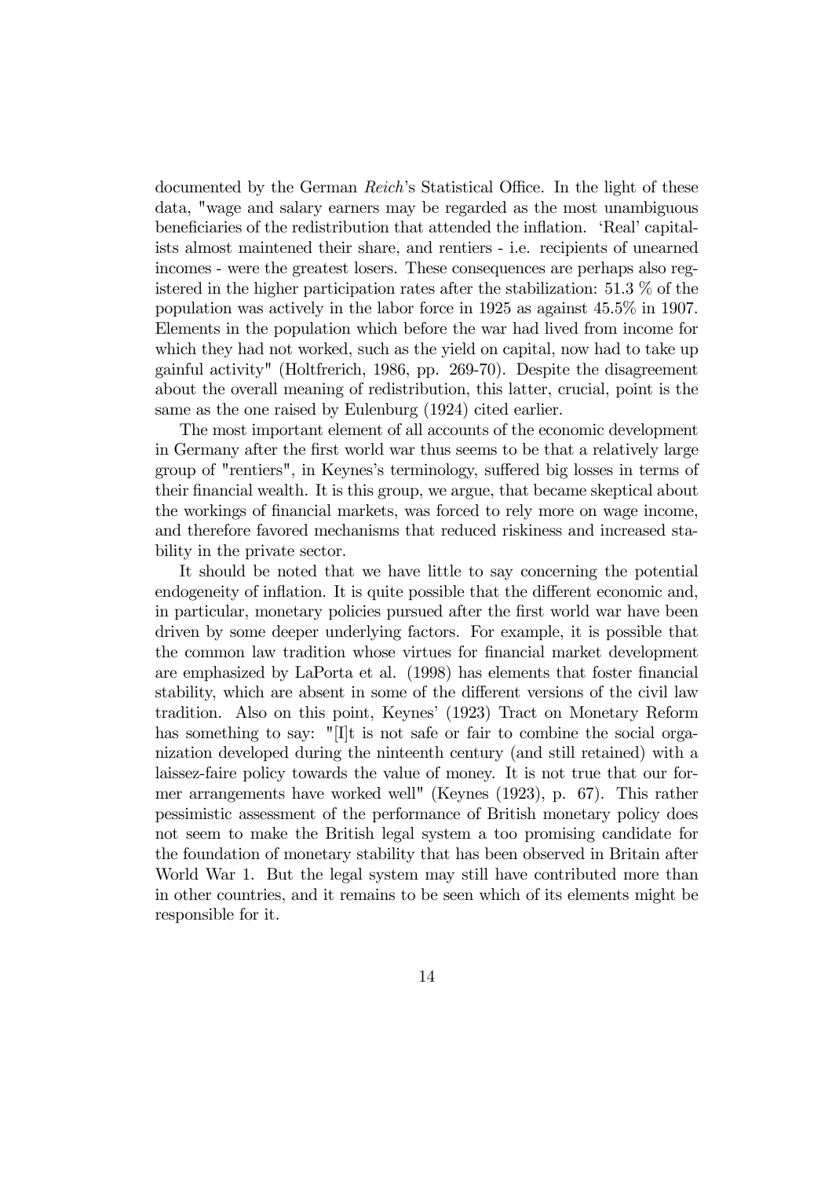documented by the German *Reich*'s Statistical Office. In the light of these data, "wage and salary earners may be regarded as the most unambiguous beneficiaries of the redistribution that attended the inflation. 'Real' capitalists almost maintened their share, and rentiers - i.e. recipients of unearned incomes - were the greatest losers. These consequences are perhaps also registered in the higher participation rates after the stabilization: 51.3 % of the population was actively in the labor force in 1925 as against 45.5% in 1907. Elements in the population which before the war had lived from income for which they had not worked, such as the yield on capital, now had to take up gainful activity" (Holtfrerich, 1986, pp. 269-70). Despite the disagreement about the overall meaning of redistribution, this latter, crucial, point is the same as the one raised by Eulenburg (1924) cited earlier.

The most important element of all accounts of the economic development in Germany after the first world war thus seems to be that a relatively large group of "rentiers", in Keynes's terminology, suffered big losses in terms of their financial wealth. It is this group, we argue, that became skeptical about the workings of financial markets, was forced to rely more on wage income, and therefore favored mechanisms that reduced riskiness and increased stability in the private sector.

It should be noted that we have little to say concerning the potential endogeneity of inflation. It is quite possible that the different economic and, in particular, monetary policies pursued after the first world war have been driven by some deeper underlying factors. For example, it is possible that the common law tradition whose virtues for financial market development are emphasized by LaPorta et al. (1998) has elements that foster financial stability, which are absent in some of the different versions of the civil law tradition. Also on this point, Keynes' (1923) Tract on Monetary Reform has something to say: "[I]t is not safe or fair to combine the social organization developed during the ninteenth century (and still retained) with a laissez-faire policy towards the value of money. It is not true that our former arrangements have worked well" (Keynes (1923), p. 67). This rather pessimistic assessment of the performance of British monetary policy does not seem to make the British legal system a too promising candidate for the foundation of monetary stability that has been observed in Britain after World War 1. But the legal system may still have contributed more than in other countries, and it remains to be seen which of its elements might be responsible for it.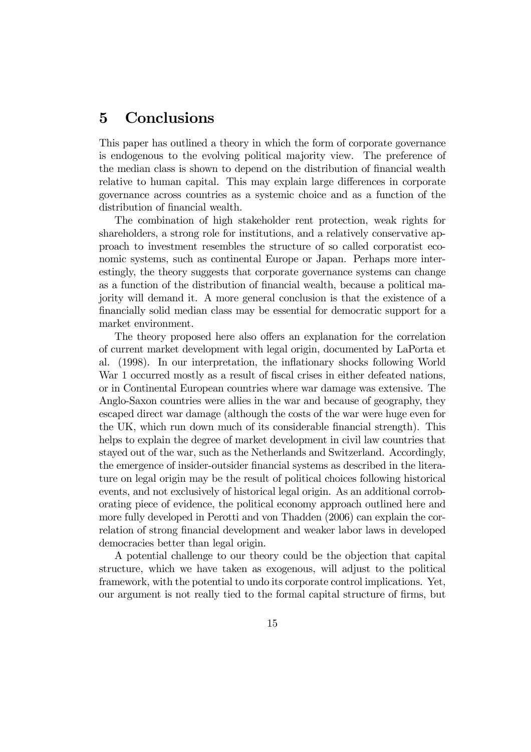## 5 Conclusions

This paper has outlined a theory in which the form of corporate governance is endogenous to the evolving political majority view. The preference of the median class is shown to depend on the distribution of financial wealth relative to human capital. This may explain large differences in corporate governance across countries as a systemic choice and as a function of the distribution of financial wealth.

The combination of high stakeholder rent protection, weak rights for shareholders, a strong role for institutions, and a relatively conservative approach to investment resembles the structure of so called corporatist economic systems, such as continental Europe or Japan. Perhaps more interestingly, the theory suggests that corporate governance systems can change as a function of the distribution of financial wealth, because a political majority will demand it. A more general conclusion is that the existence of a financially solid median class may be essential for democratic support for a market environment.

The theory proposed here also offers an explanation for the correlation of current market development with legal origin, documented by LaPorta et al. (1998). In our interpretation, the inflationary shocks following World War 1 occurred mostly as a result of fiscal crises in either defeated nations, or in Continental European countries where war damage was extensive. The Anglo-Saxon countries were allies in the war and because of geography, they escaped direct war damage (although the costs of the war were huge even for the UK, which run down much of its considerable financial strength). This helps to explain the degree of market development in civil law countries that stayed out of the war, such as the Netherlands and Switzerland. Accordingly, the emergence of insider-outsider financial systems as described in the literature on legal origin may be the result of political choices following historical events, and not exclusively of historical legal origin. As an additional corroborating piece of evidence, the political economy approach outlined here and more fully developed in Perotti and von Thadden (2006) can explain the correlation of strong financial development and weaker labor laws in developed democracies better than legal origin.

A potential challenge to our theory could be the objection that capital structure, which we have taken as exogenous, will adjust to the political framework, with the potential to undo its corporate control implications. Yet, our argument is not really tied to the formal capital structure of firms, but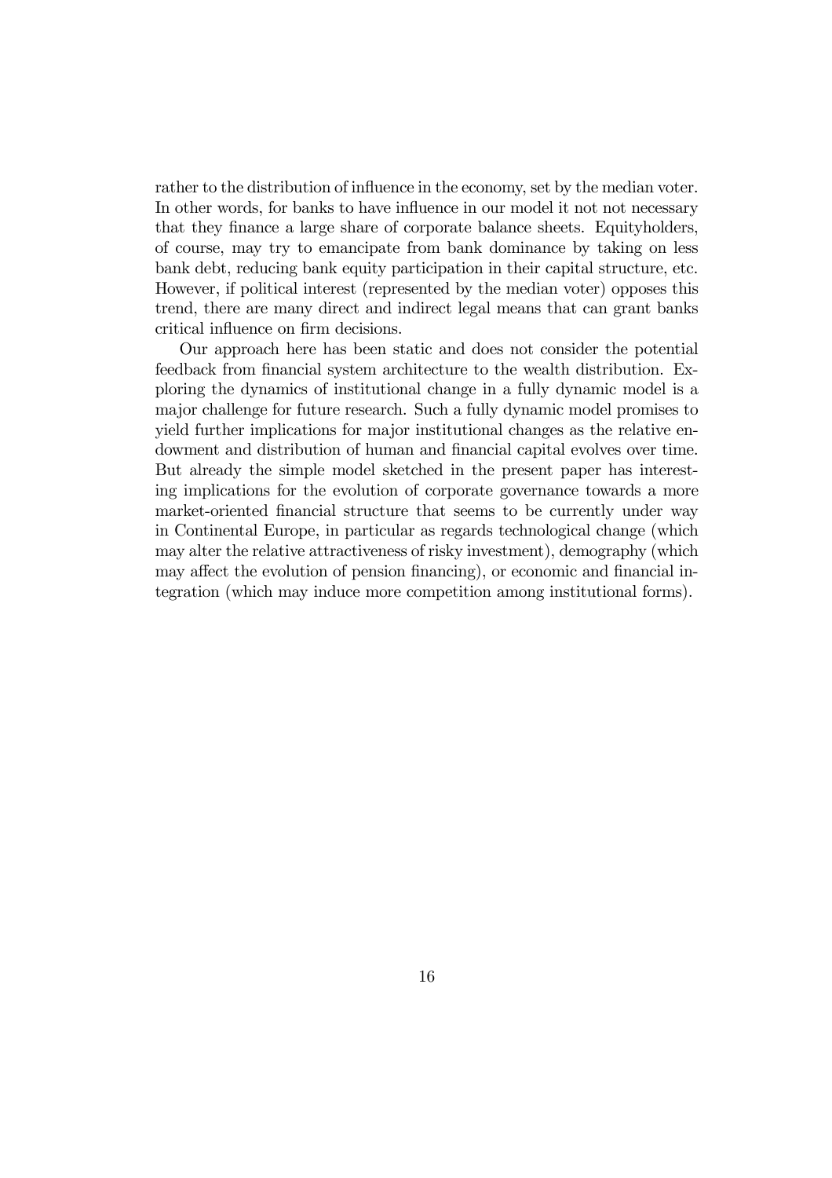rather to the distribution of influence in the economy, set by the median voter. In other words, for banks to have influence in our model it not not necessary that they finance a large share of corporate balance sheets. Equityholders, of course, may try to emancipate from bank dominance by taking on less bank debt, reducing bank equity participation in their capital structure, etc. However, if political interest (represented by the median voter) opposes this trend, there are many direct and indirect legal means that can grant banks critical influence on firm decisions.

Our approach here has been static and does not consider the potential feedback from financial system architecture to the wealth distribution. Exploring the dynamics of institutional change in a fully dynamic model is a major challenge for future research. Such a fully dynamic model promises to yield further implications for major institutional changes as the relative endowment and distribution of human and financial capital evolves over time. But already the simple model sketched in the present paper has interesting implications for the evolution of corporate governance towards a more market-oriented financial structure that seems to be currently under way in Continental Europe, in particular as regards technological change (which may alter the relative attractiveness of risky investment), demography (which may affect the evolution of pension financing), or economic and financial integration (which may induce more competition among institutional forms).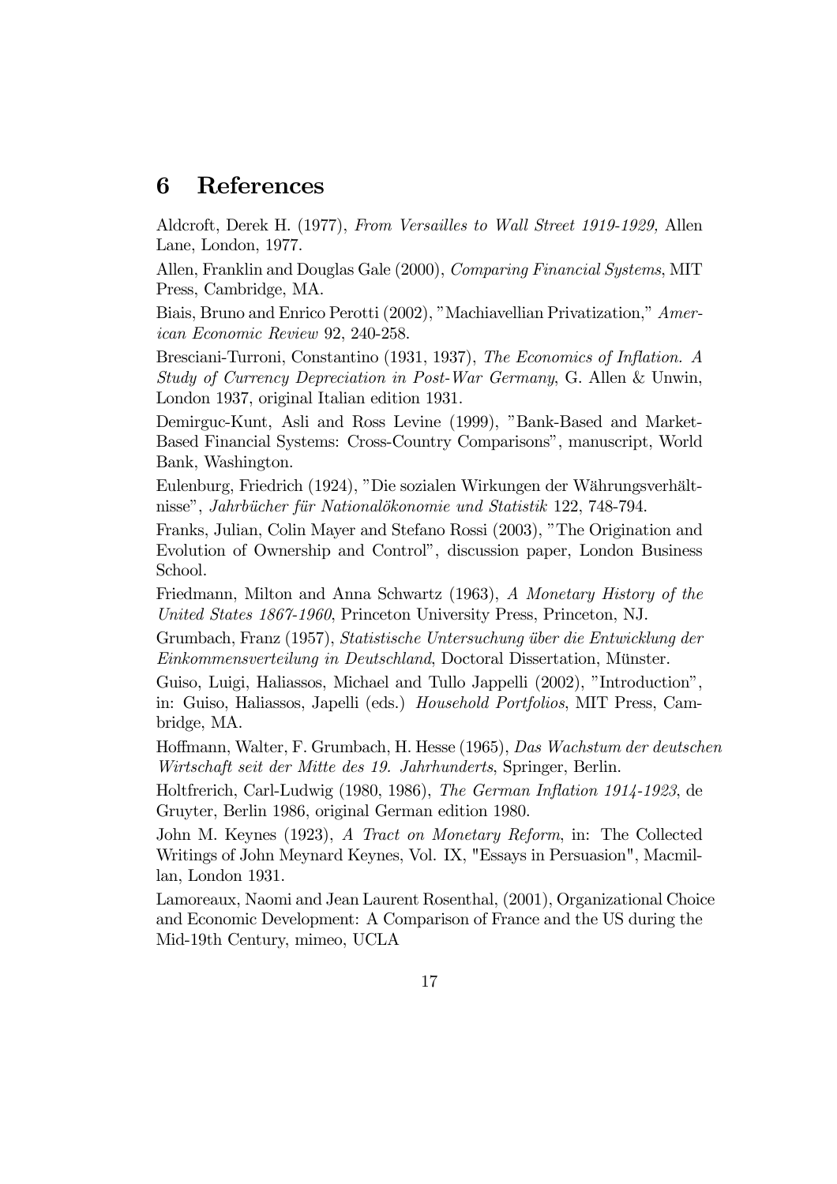## 6 References

Aldcroft, Derek H. (1977), *From Versailles to Wall Street 1919-1929,* Allen Lane, London, 1977.

Allen, Franklin and Douglas Gale (2000), *Comparing Financial Systems*, MIT Press, Cambridge, MA.

Biais, Bruno and Enrico Perotti (2002), "Machiavellian Privatization," *American Economic Review* 92, 240-258.

Bresciani-Turroni, Constantino (1931, 1937), *The Economics of Inflation. A Study of Currency Depreciation in Post-War Germany*, G. Allen & Unwin, London 1937, original Italian edition 1931.

Demirguc-Kunt, Asli and Ross Levine (1999), "Bank-Based and Market-Based Financial Systems: Cross-Country Comparisons", manuscript, World Bank, Washington.

Eulenburg, Friedrich (1924), "Die sozialen Wirkungen der Währungsverhältnisse", *Jahrbücher für Nationalökonomie und Statistik* 122, 748-794.

Franks, Julian, Colin Mayer and Stefano Rossi (2003), "The Origination and Evolution of Ownership and Control", discussion paper, London Business School.

Friedmann, Milton and Anna Schwartz (1963), *A Monetary History of the United States 1867-1960*, Princeton University Press, Princeton, NJ.

Grumbach, Franz (1957), *Statistische Untersuchung über die Entwicklung der Einkommensverteilung in Deutschland*, Doctoral Dissertation, Münster.

Guiso, Luigi, Haliassos, Michael and Tullo Jappelli (2002), "Introduction", in: Guiso, Haliassos, Japelli (eds.) *Household Portfolios*, MIT Press, Cambridge, MA.

Hoffmann, Walter, F. Grumbach, H. Hesse (1965), *Das Wachstum der deutschen Wirtschaft seit der Mitte des 19. Jahrhunderts*, Springer, Berlin.

Holtfrerich, Carl-Ludwig (1980, 1986), *The German Inflation 1914-1923*, de Gruyter, Berlin 1986, original German edition 1980.

John M. Keynes (1923), *A Tract on Monetary Reform*, in: The Collected Writings of John Meynard Keynes, Vol. IX, "Essays in Persuasion", Macmillan, London 1931.

Lamoreaux, Naomi and Jean Laurent Rosenthal, (2001), Organizational Choice and Economic Development: A Comparison of France and the US during the Mid-19th Century, mimeo, UCLA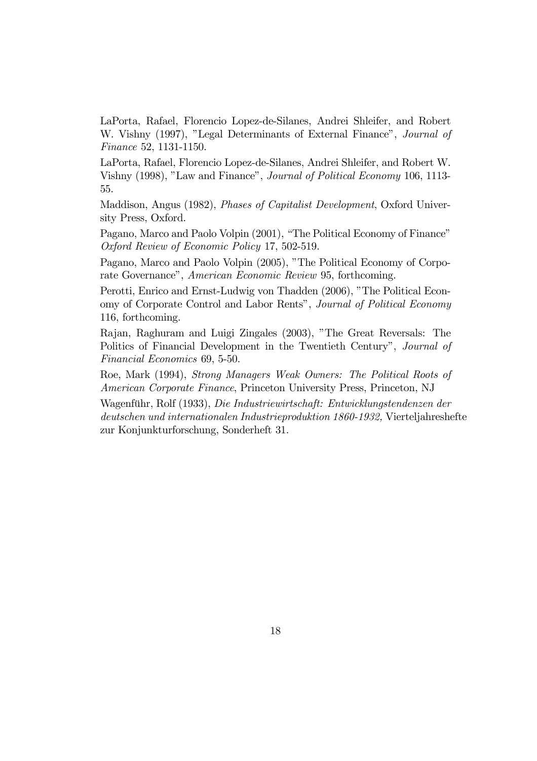LaPorta, Rafael, Florencio Lopez-de-Silanes, Andrei Shleifer, and Robert W. Vishny (1997), "Legal Determinants of External Finance", *Journal of Finance* 52, 1131-1150.

LaPorta, Rafael, Florencio Lopez-de-Silanes, Andrei Shleifer, and Robert W. Vishny (1998), "Law and Finance", *Journal of Political Economy* 106, 1113-55.

Maddison, Angus (1982), *Phases of Capitalist Development*, Oxford University Press, Oxford.

Pagano, Marco and Paolo Volpin (2001), "The Political Economy of Finance" *Oxford Review of Economic Policy* 17, 502-519.

Pagano, Marco and Paolo Volpin (2005), "The Political Economy of Corporate Governance", *American Economic Review* 95, forthcoming.

Perotti, Enrico and Ernst-Ludwig von Thadden (2006), "The Political Economy of Corporate Control and Labor Rents", *Journal of Political Economy* 116, forthcoming.

Rajan, Raghuram and Luigi Zingales (2003), "The Great Reversals: The Politics of Financial Development in the Twentieth Century", *Journal of Financial Economics* 69, 5-50.

Roe, Mark (1994), *Strong Managers Weak Owners: The Political Roots of American Corporate Finance*, Princeton University Press, Princeton, NJ

Wagenführ, Rolf (1933), *Die Industriewirtschaft: Entwicklungstendenzen der deutschen und internationalen Industrieproduktion 1860-1932,* Vierteljahreshefte zur Konjunkturforschung, Sonderheft 31.